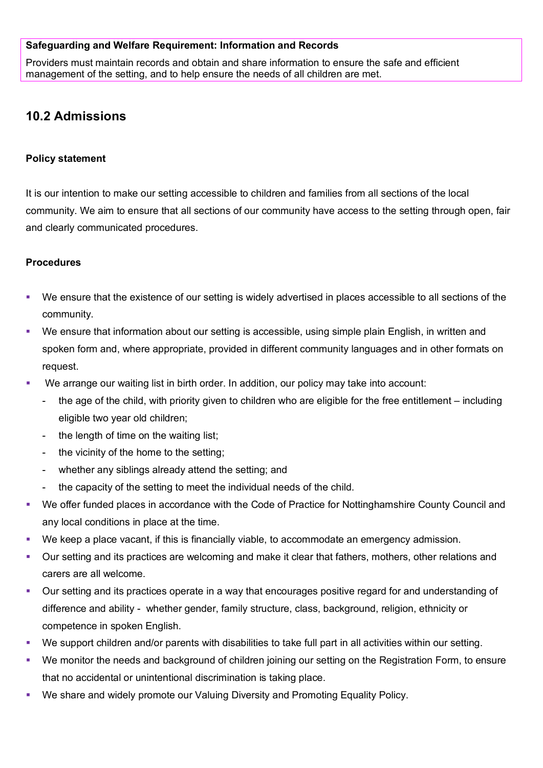**Safeguarding and Welfare Requirement: Information and Records**

Providers must maintain records and obtain and share information to ensure the safe and efficient management of the setting, and to help ensure the needs of all children are met.

## 10.2 Admissions

### Policy statement

It is our intention to make our setting accessible to children and families from all sections of the local community. We aim to ensure that all sections of our community have access to the setting through open, fair and clearly communicated procedures.

### Procedures

- We ensure that the existence of our setting is widely advertised in places accessible to all sections of the community.
- We ensure that information about our setting is accessible, using simple plain English, in written and spoken form and, where appropriate, provided in different community languages and in other formats on request.
- We arrange our waiting list in birth order. In addition, our policy may take into account:
  - the age of the child, with priority given to children who are eligible for the free entitlement – including eligible two year old children;
  - the length of time on the waiting list;
  - the vicinity of the home to the setting;
  - whether any siblings already attend the setting; and
  - the capacity of the setting to meet the individual needs of the child.
- We offer funded places in accordance with the Code of Practice for Nottinghamshire County Council and any local conditions in place at the time.
- We keep a place vacant, if this is financially viable, to accommodate an emergency admission.
- Our setting and its practices are welcoming and make it clear that fathers, mothers, other relations and carers are all welcome.
- Our setting and its practices operate in a way that encourages positive regard for and understanding of difference and ability - whether gender, family structure, class, background, religion, ethnicity or competence in spoken English.
- We support children and/or parents with disabilities to take full part in all activities within our setting.
- We monitor the needs and background of children joining our setting on the Registration Form, to ensure that no accidental or unintentional discrimination is taking place.
- We share and widely promote our Valuing Diversity and Promoting Equality Policy.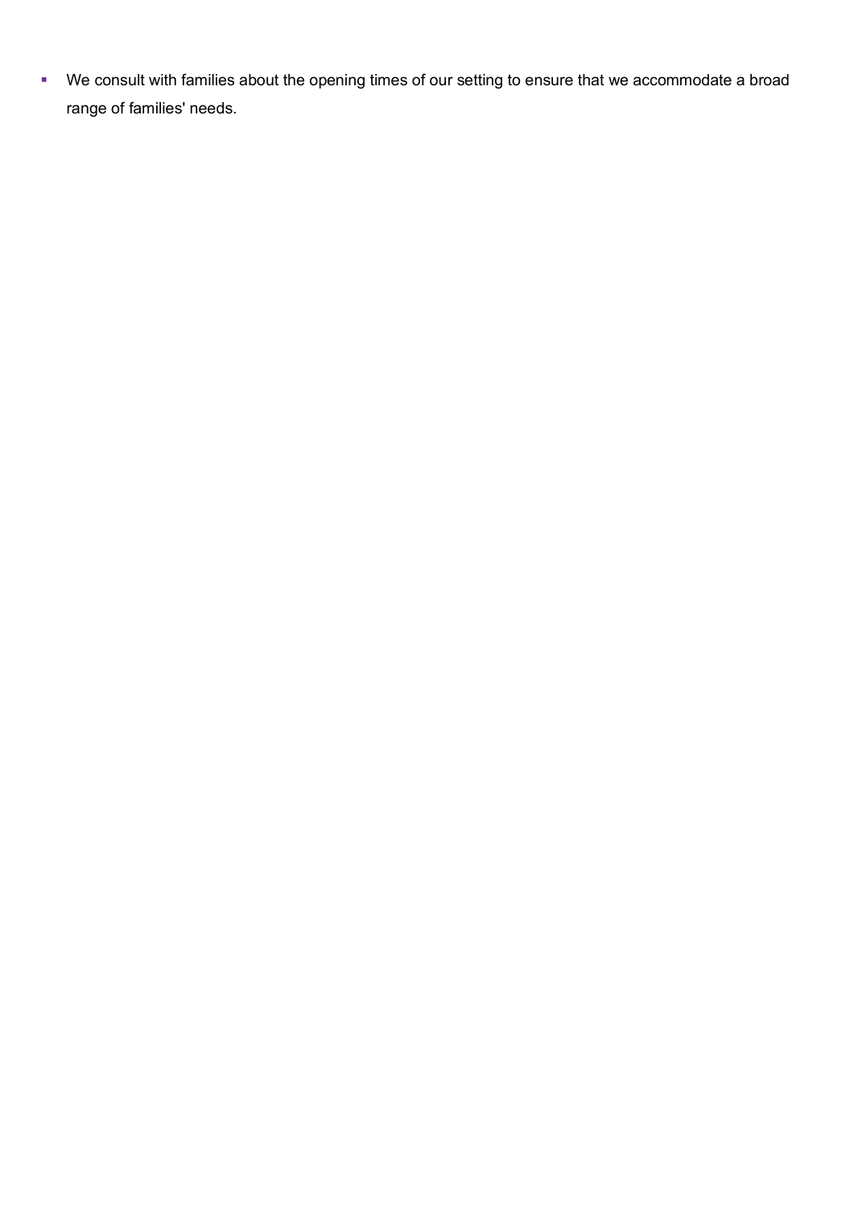- We consult with families about the opening times of our setting to ensure that we accommodate a broad range of families' needs.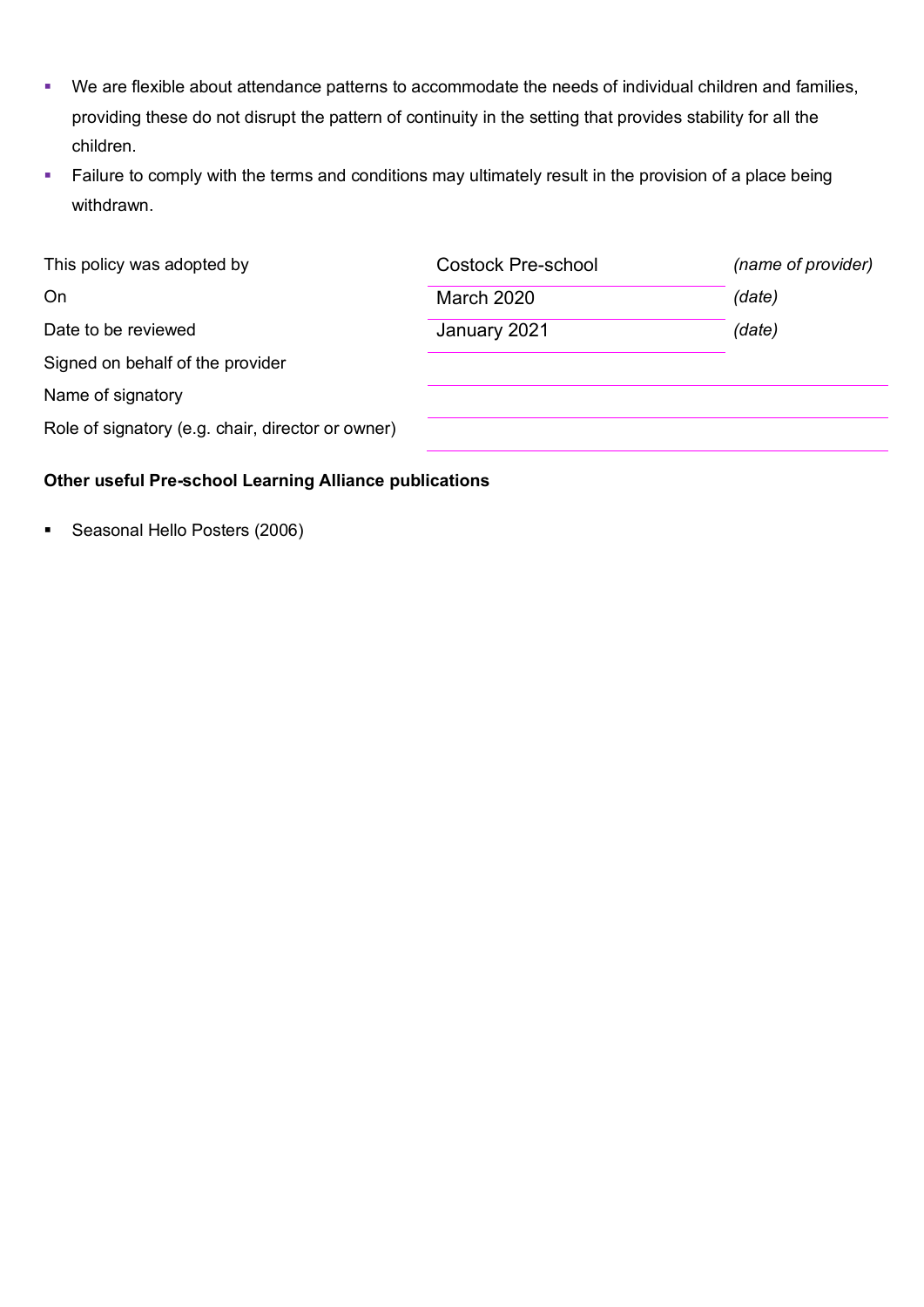- We are flexible about attendance patterns to accommodate the needs of individual children and families, providing these do not disrupt the pattern of continuity in the setting that provides stability for all the children.
- Failure to comply with the terms and conditions may ultimately result in the provision of a place being withdrawn.

| | | |
|---|---|---|
| This policy was adopted by | Costock Pre-school | *(name of provider)* |
| On | March 2020 | *(date)* |
| Date to be reviewed | January 2021 | *(date)* |
| Signed on behalf of the provider | | |
| Name of signatory | | |
| Role of signatory (e.g. chair, director or owner) | | |

**Other useful Pre-school Learning Alliance publications**

- Seasonal Hello Posters (2006)